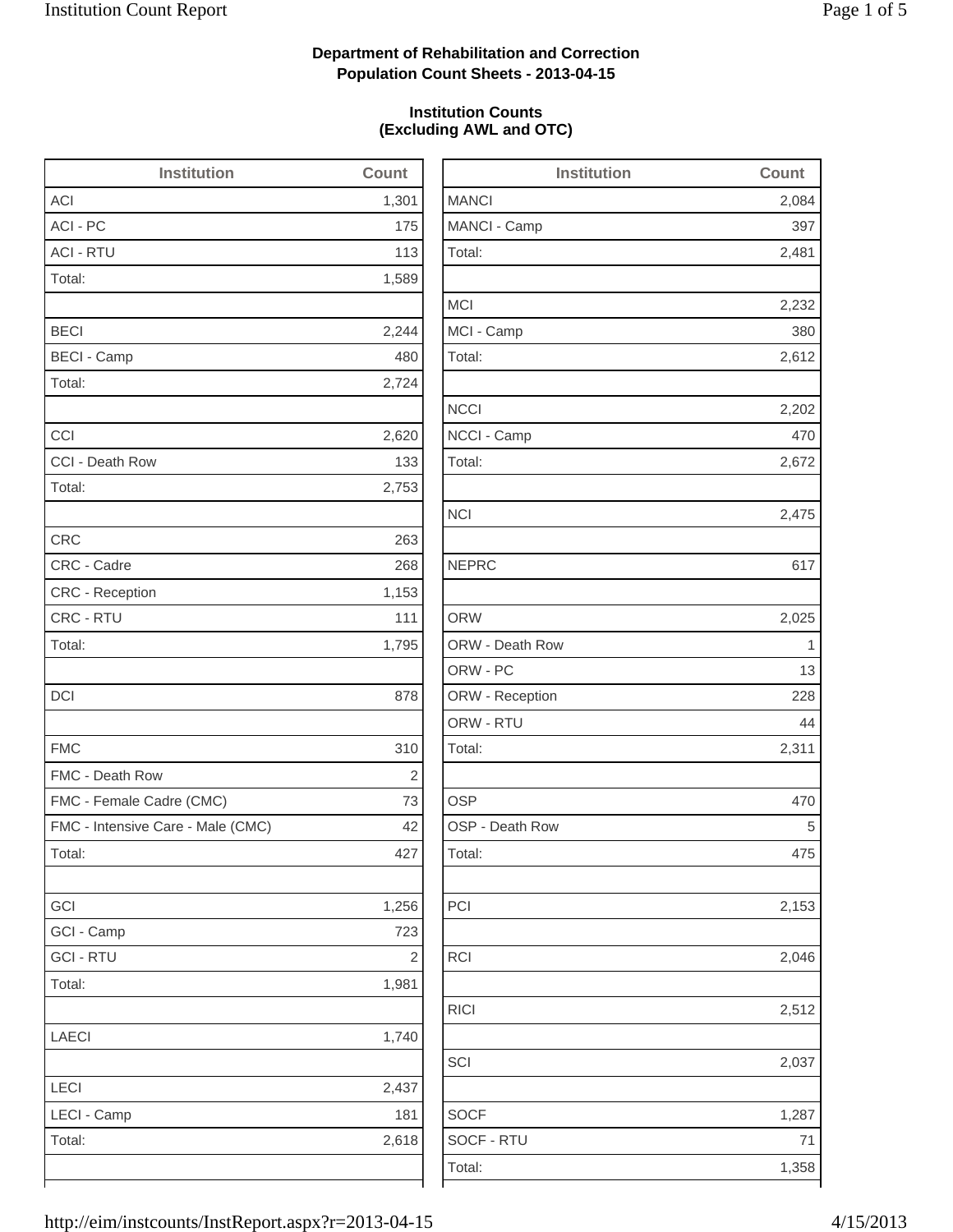**Department of Rehabilitation and Correction**
**Population Count Sheets - 2013-04-15**

**Institution Counts**
**(Excluding AWL and OTC)**

| Institution | Count |
|---|---|
| ACI | 1,301 |
| ACI - PC | 175 |
| ACI - RTU | 113 |
| Total: | 1,589 |
| | |
| BECI | 2,244 |
| BECI - Camp | 480 |
| Total: | 2,724 |
| | |
| CCI | 2,620 |
| CCI - Death Row | 133 |
| Total: | 2,753 |
| | |
| CRC | 263 |
| CRC - Cadre | 268 |
| CRC - Reception | 1,153 |
| CRC - RTU | 111 |
| Total: | 1,795 |
| | |
| DCI | 878 |
| | |
| FMC | 310 |
| FMC - Death Row | 2 |
| FMC - Female Cadre (CMC) | 73 |
| FMC - Intensive Care - Male (CMC) | 42 |
| Total: | 427 |
| | |
| GCI | 1,256 |
| GCI - Camp | 723 |
| GCI - RTU | 2 |
| Total: | 1,981 |
| | |
| LAECI | 1,740 |
| | |
| LECI | 2,437 |
| LECI - Camp | 181 |
| Total: | 2,618 |
| | |

| Institution | Count |
|---|---|
| MANCI | 2,084 |
| MANCI - Camp | 397 |
| Total: | 2,481 |
| | |
| MCI | 2,232 |
| MCI - Camp | 380 |
| Total: | 2,612 |
| | |
| NCCI | 2,202 |
| NCCI - Camp | 470 |
| Total: | 2,672 |
| | |
| NCI | 2,475 |
| | |
| NEPRC | 617 |
| | |
| ORW | 2,025 |
| ORW - Death Row | 1 |
| ORW - PC | 13 |
| ORW - Reception | 228 |
| ORW - RTU | 44 |
| Total: | 2,311 |
| | |
| OSP | 470 |
| OSP - Death Row | 5 |
| Total: | 475 |
| | |
| PCI | 2,153 |
| | |
| RCI | 2,046 |
| | |
| RICI | 2,512 |
| | |
| SCI | 2,037 |
| | |
| SOCF | 1,287 |
| SOCF - RTU | 71 |
| Total: | 1,358 |
| | |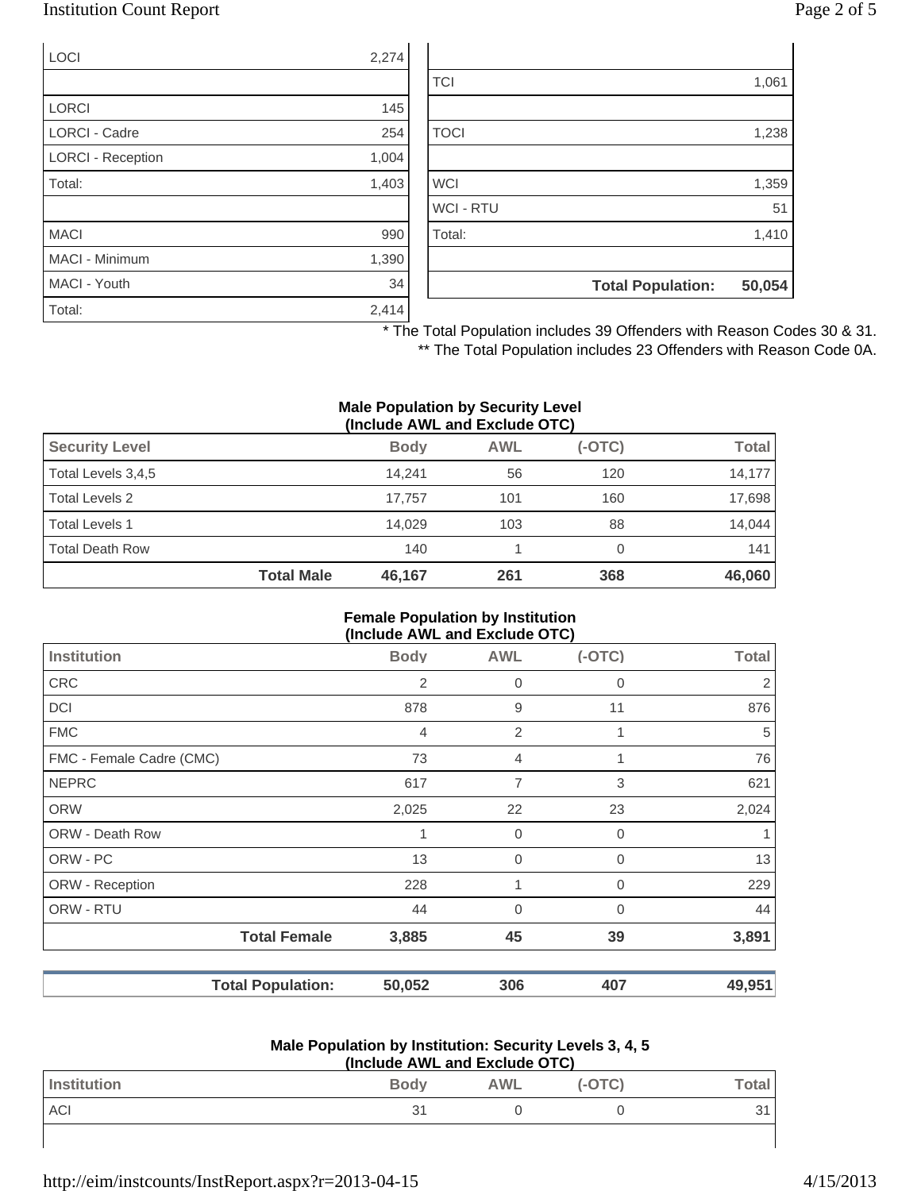| | |
|---|---|
| LOCI | 2,274 |
| | |
| LORCI | 145 |
| LORCI - Cadre | 254 |
| LORCI - Reception | 1,004 |
| Total: | 1,403 |
| | |
| MACI | 990 |
| MACI - Minimum | 1,390 |
| MACI - Youth | 34 |
| Total: | 2,414 |

| | |
|---|---|
| TCI | 1,061 |
| | |
| TOCI | 1,238 |
| | |
| WCI | 1,359 |
| WCI - RTU | 51 |
| Total: | 1,410 |
| | |
| **Total Population:** | **50,054** |

\* The Total Population includes 39 Offenders with Reason Codes 30 & 31.

\*\* The Total Population includes 23 Offenders with Reason Code 0A.

**Male Population by Security Level (Include AWL and Exclude OTC)**

| Security Level | Body | AWL | (-OTC) | Total |
|---|---|---|---|---|
| Total Levels 3,4,5 | 14,241 | 56 | 120 | 14,177 |
| Total Levels 2 | 17,757 | 101 | 160 | 17,698 |
| Total Levels 1 | 14,029 | 103 | 88 | 14,044 |
| Total Death Row | 140 | 1 | 0 | 141 |
| **Total Male** | **46,167** | **261** | **368** | **46,060** |

**Female Population by Institution (Include AWL and Exclude OTC)**

| Institution | Body | AWL | (-OTC) | Total |
|---|---|---|---|---|
| CRC | 2 | 0 | 0 | 2 |
| DCI | 878 | 9 | 11 | 876 |
| FMC | 4 | 2 | 1 | 5 |
| FMC - Female Cadre (CMC) | 73 | 4 | 1 | 76 |
| NEPRC | 617 | 7 | 3 | 621 |
| ORW | 2,025 | 22 | 23 | 2,024 |
| ORW - Death Row | 1 | 0 | 0 | 1 |
| ORW - PC | 13 | 0 | 0 | 13 |
| ORW - Reception | 228 | 1 | 0 | 229 |
| ORW - RTU | 44 | 0 | 0 | 44 |
| **Total Female** | **3,885** | **45** | **39** | **3,891** |
| | | | | |
| **Total Population:** | **50,052** | **306** | **407** | **49,951** |

**Male Population by Institution: Security Levels 3, 4, 5 (Include AWL and Exclude OTC)**

| Institution | Body | AWL | (-OTC) | Total |
|---|---|---|---|---|
| ACI | 31 | 0 | 0 | 31 |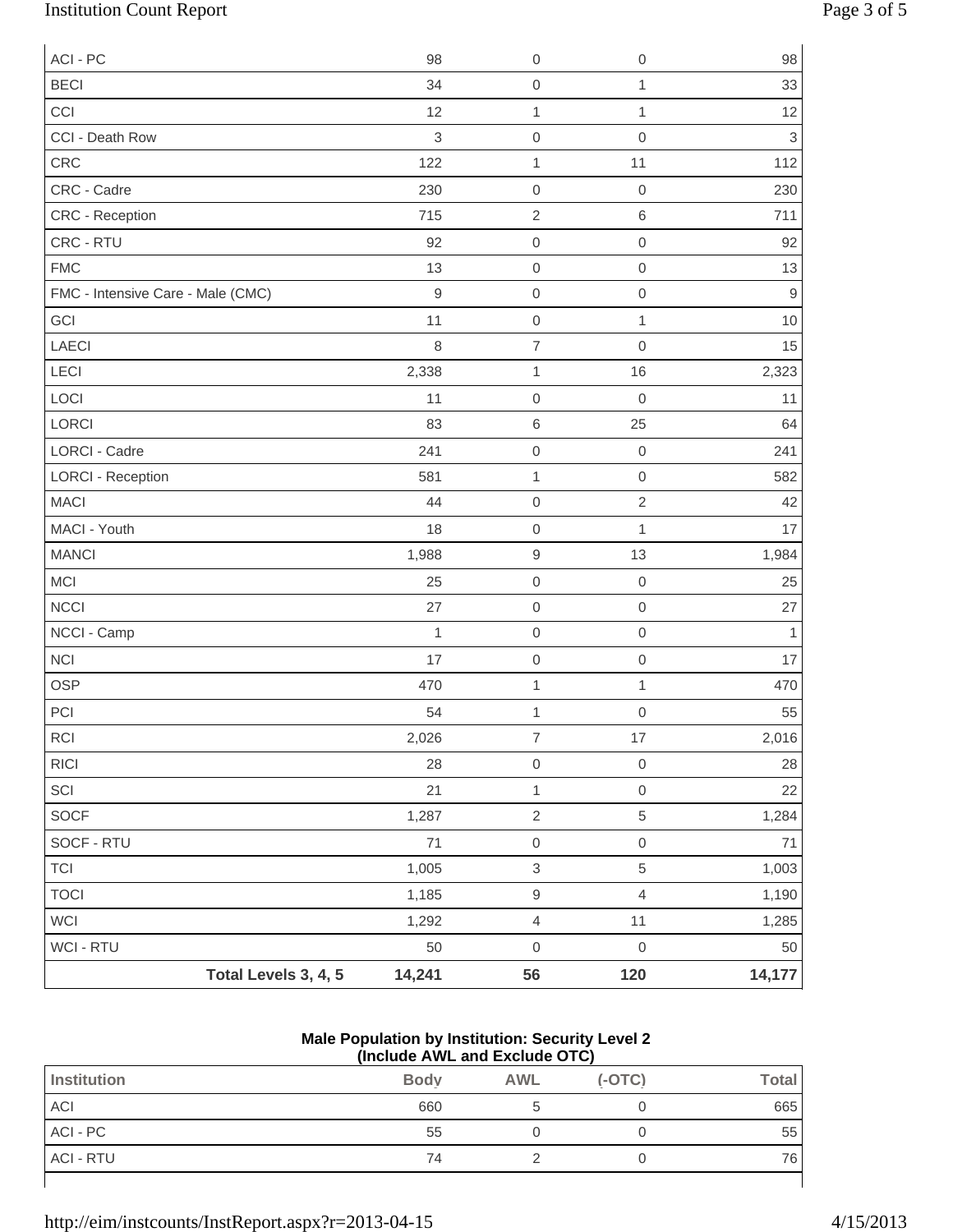| | | | |
|---|---|---|---|
| ACI - PC | 98 | 0 | 0 | 98 |
| BECI | 34 | 0 | 1 | 33 |
| CCI | 12 | 1 | 1 | 12 |
| CCI - Death Row | 3 | 0 | 0 | 3 |
| CRC | 122 | 1 | 11 | 112 |
| CRC - Cadre | 230 | 0 | 0 | 230 |
| CRC - Reception | 715 | 2 | 6 | 711 |
| CRC - RTU | 92 | 0 | 0 | 92 |
| FMC | 13 | 0 | 0 | 13 |
| FMC - Intensive Care - Male (CMC) | 9 | 0 | 0 | 9 |
| GCI | 11 | 0 | 1 | 10 |
| LAECI | 8 | 7 | 0 | 15 |
| LECI | 2,338 | 1 | 16 | 2,323 |
| LOCI | 11 | 0 | 0 | 11 |
| LORCI | 83 | 6 | 25 | 64 |
| LORCI - Cadre | 241 | 0 | 0 | 241 |
| LORCI - Reception | 581 | 1 | 0 | 582 |
| MACI | 44 | 0 | 2 | 42 |
| MACI - Youth | 18 | 0 | 1 | 17 |
| MANCI | 1,988 | 9 | 13 | 1,984 |
| MCI | 25 | 0 | 0 | 25 |
| NCCI | 27 | 0 | 0 | 27 |
| NCCI - Camp | 1 | 0 | 0 | 1 |
| NCI | 17 | 0 | 0 | 17 |
| OSP | 470 | 1 | 1 | 470 |
| PCI | 54 | 1 | 0 | 55 |
| RCI | 2,026 | 7 | 17 | 2,016 |
| RICI | 28 | 0 | 0 | 28 |
| SCI | 21 | 1 | 0 | 22 |
| SOCF | 1,287 | 2 | 5 | 1,284 |
| SOCF - RTU | 71 | 0 | 0 | 71 |
| TCI | 1,005 | 3 | 5 | 1,003 |
| TOCI | 1,185 | 9 | 4 | 1,190 |
| WCI | 1,292 | 4 | 11 | 1,285 |
| WCI - RTU | 50 | 0 | 0 | 50 |
| **Total Levels 3, 4, 5** | **14,241** | **56** | **120** | **14,177** |

**Male Population by Institution: Security Level 2**
**(Include AWL and Exclude OTC)**

| Institution | Body | AWL | (-OTC) | Total |
|---|---|---|---|---|
| ACI | 660 | 5 | 0 | 665 |
| ACI - PC | 55 | 0 | 0 | 55 |
| ACI - RTU | 74 | 2 | 0 | 76 |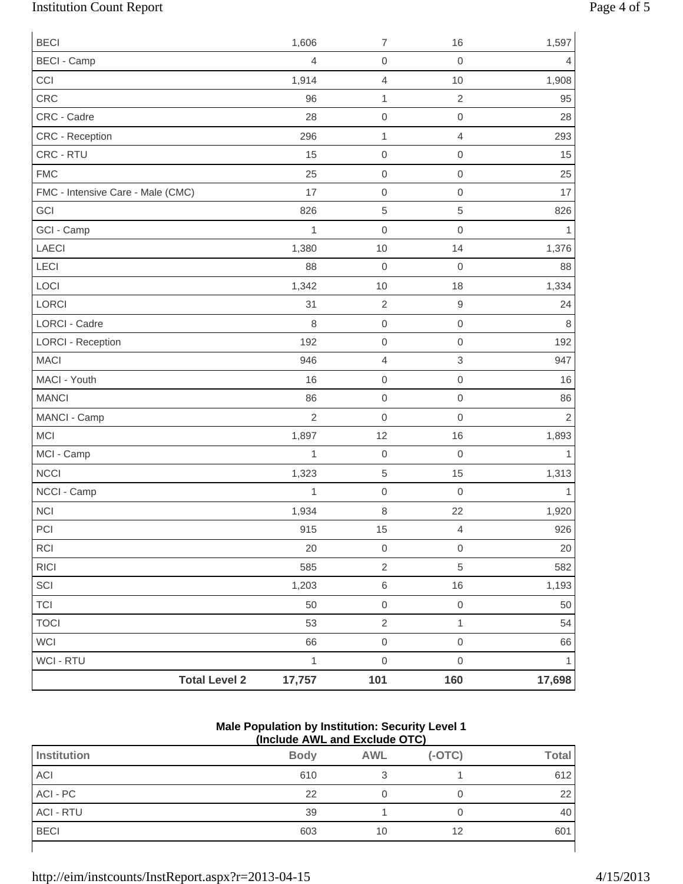| | | | | |
|---|---|---|---|---|
| BECI | 1,606 | 7 | 16 | 1,597 |
| BECI - Camp | 4 | 0 | 0 | 4 |
| CCI | 1,914 | 4 | 10 | 1,908 |
| CRC | 96 | 1 | 2 | 95 |
| CRC - Cadre | 28 | 0 | 0 | 28 |
| CRC - Reception | 296 | 1 | 4 | 293 |
| CRC - RTU | 15 | 0 | 0 | 15 |
| FMC | 25 | 0 | 0 | 25 |
| FMC - Intensive Care - Male (CMC) | 17 | 0 | 0 | 17 |
| GCI | 826 | 5 | 5 | 826 |
| GCI - Camp | 1 | 0 | 0 | 1 |
| LAECI | 1,380 | 10 | 14 | 1,376 |
| LECI | 88 | 0 | 0 | 88 |
| LOCI | 1,342 | 10 | 18 | 1,334 |
| LORCI | 31 | 2 | 9 | 24 |
| LORCI - Cadre | 8 | 0 | 0 | 8 |
| LORCI - Reception | 192 | 0 | 0 | 192 |
| MACI | 946 | 4 | 3 | 947 |
| MACI - Youth | 16 | 0 | 0 | 16 |
| MANCI | 86 | 0 | 0 | 86 |
| MANCI - Camp | 2 | 0 | 0 | 2 |
| MCI | 1,897 | 12 | 16 | 1,893 |
| MCI - Camp | 1 | 0 | 0 | 1 |
| NCCI | 1,323 | 5 | 15 | 1,313 |
| NCCI - Camp | 1 | 0 | 0 | 1 |
| NCI | 1,934 | 8 | 22 | 1,920 |
| PCI | 915 | 15 | 4 | 926 |
| RCI | 20 | 0 | 0 | 20 |
| RICI | 585 | 2 | 5 | 582 |
| SCI | 1,203 | 6 | 16 | 1,193 |
| TCI | 50 | 0 | 0 | 50 |
| TOCI | 53 | 2 | 1 | 54 |
| WCI | 66 | 0 | 0 | 66 |
| WCI - RTU | 1 | 0 | 0 | 1 |
| **Total Level 2** | **17,757** | **101** | **160** | **17,698** |

**Male Population by Institution: Security Level 1**
**(Include AWL and Exclude OTC)**

| Institution | Body | AWL | (-OTC) | Total |
|---|---|---|---|---|
| ACI | 610 | 3 | 1 | 612 |
| ACI - PC | 22 | 0 | 0 | 22 |
| ACI - RTU | 39 | 1 | 0 | 40 |
| BECI | 603 | 10 | 12 | 601 |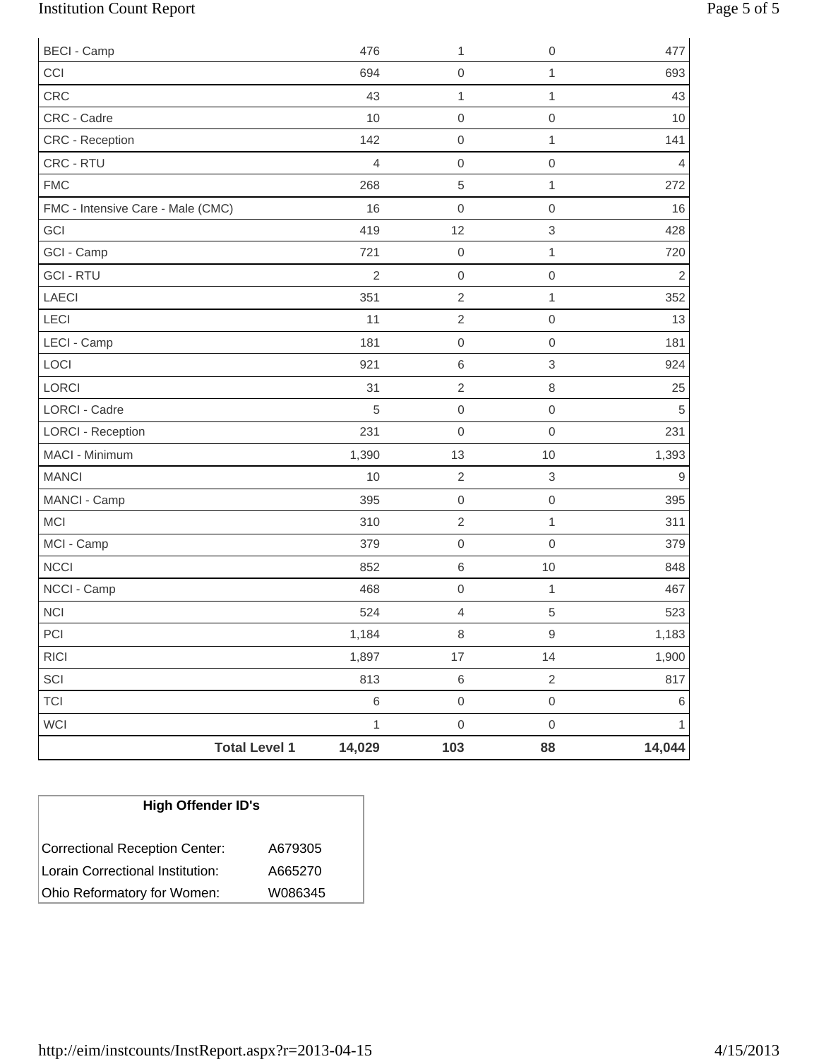| | | | | |
|---|---|---|---|---|
| BECI - Camp | 476 | 1 | 0 | 477 |
| CCI | 694 | 0 | 1 | 693 |
| CRC | 43 | 1 | 1 | 43 |
| CRC - Cadre | 10 | 0 | 0 | 10 |
| CRC - Reception | 142 | 0 | 1 | 141 |
| CRC - RTU | 4 | 0 | 0 | 4 |
| FMC | 268 | 5 | 1 | 272 |
| FMC - Intensive Care - Male (CMC) | 16 | 0 | 0 | 16 |
| GCI | 419 | 12 | 3 | 428 |
| GCI - Camp | 721 | 0 | 1 | 720 |
| GCI - RTU | 2 | 0 | 0 | 2 |
| LAECI | 351 | 2 | 1 | 352 |
| LECI | 11 | 2 | 0 | 13 |
| LECI - Camp | 181 | 0 | 0 | 181 |
| LOCI | 921 | 6 | 3 | 924 |
| LORCI | 31 | 2 | 8 | 25 |
| LORCI - Cadre | 5 | 0 | 0 | 5 |
| LORCI - Reception | 231 | 0 | 0 | 231 |
| MACI - Minimum | 1,390 | 13 | 10 | 1,393 |
| MANCI | 10 | 2 | 3 | 9 |
| MANCI - Camp | 395 | 0 | 0 | 395 |
| MCI | 310 | 2 | 1 | 311 |
| MCI - Camp | 379 | 0 | 0 | 379 |
| NCCI | 852 | 6 | 10 | 848 |
| NCCI - Camp | 468 | 0 | 1 | 467 |
| NCI | 524 | 4 | 5 | 523 |
| PCI | 1,184 | 8 | 9 | 1,183 |
| RICI | 1,897 | 17 | 14 | 1,900 |
| SCI | 813 | 6 | 2 | 817 |
| TCI | 6 | 0 | 0 | 6 |
| WCI | 1 | 0 | 0 | 1 |
| **Total Level 1** | **14,029** | **103** | **88** | **14,044** |

| High Offender ID's | |
|---|---|
| Correctional Reception Center: | A679305 |
| Lorain Correctional Institution: | A665270 |
| Ohio Reformatory for Women: | W086345 |